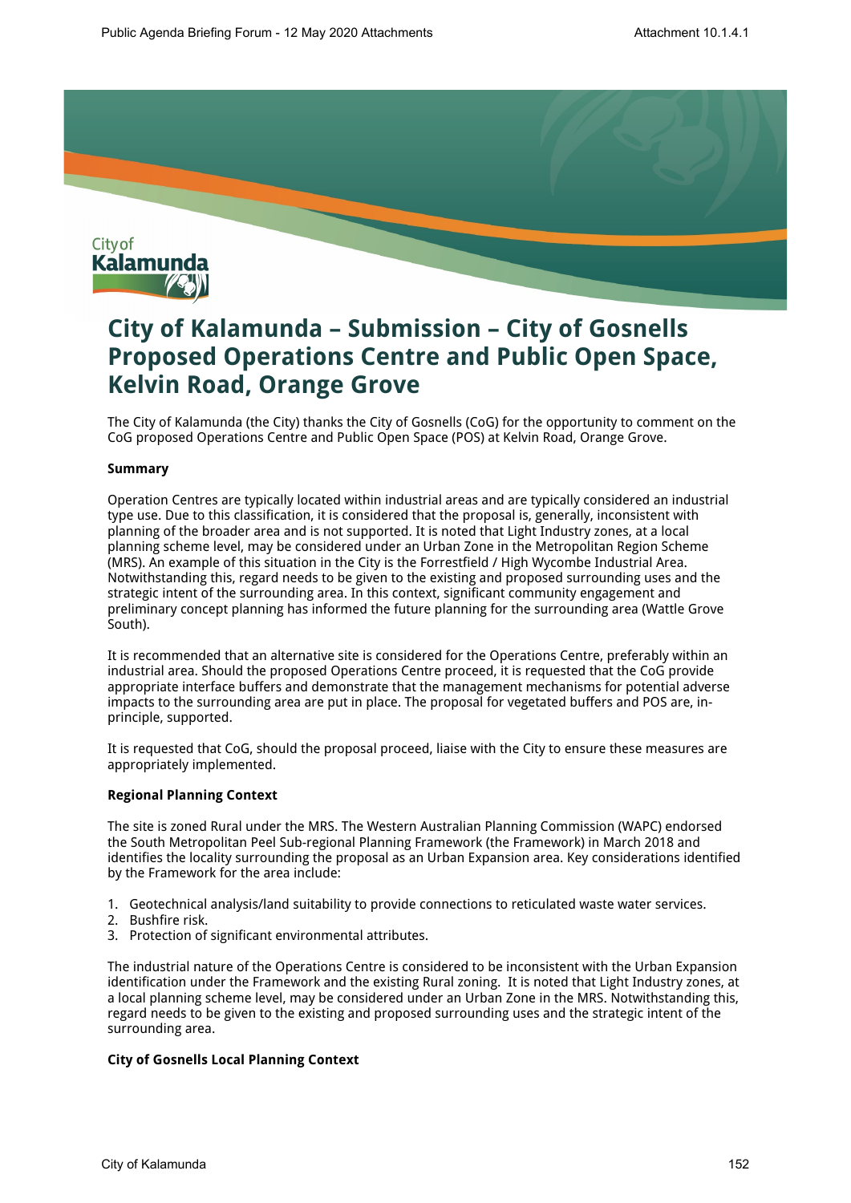# City of Kalamunda – Submission – City of Gosnells Proposed Operations Centre and Public Open Space, Kelvin Road, Orange Grove

The City of Kalamunda (the City) thanks the City of Gosnells (CoG) for the opportunity to comment on the CoG proposed Operations Centre and Public Open Space (POS) at Kelvin Road, Orange Grove.

**Summary**

Operation Centres are typically located within industrial areas and are typically considered an industrial type use. Due to this classification, it is considered that the proposal is, generally, inconsistent with planning of the broader area and is not supported. It is noted that Light Industry zones, at a local planning scheme level, may be considered under an Urban Zone in the Metropolitan Region Scheme (MRS). An example of this situation in the City is the Forrestfield / High Wycombe Industrial Area. Notwithstanding this, regard needs to be given to the existing and proposed surrounding uses and the strategic intent of the surrounding area. In this context, significant community engagement and preliminary concept planning has informed the future planning for the surrounding area (Wattle Grove South).

It is recommended that an alternative site is considered for the Operations Centre, preferably within an industrial area. Should the proposed Operations Centre proceed, it is requested that the CoG provide appropriate interface buffers and demonstrate that the management mechanisms for potential adverse impacts to the surrounding area are put in place. The proposal for vegetated buffers and POS are, in-principle, supported.

It is requested that CoG, should the proposal proceed, liaise with the City to ensure these measures are appropriately implemented.

**Regional Planning Context**

The site is zoned Rural under the MRS. The Western Australian Planning Commission (WAPC) endorsed the South Metropolitan Peel Sub-regional Planning Framework (the Framework) in March 2018 and identifies the locality surrounding the proposal as an Urban Expansion area. Key considerations identified by the Framework for the area include:

1. Geotechnical analysis/land suitability to provide connections to reticulated waste water services.
2. Bushfire risk.
3. Protection of significant environmental attributes.

The industrial nature of the Operations Centre is considered to be inconsistent with the Urban Expansion identification under the Framework and the existing Rural zoning. It is noted that Light Industry zones, at a local planning scheme level, may be considered under an Urban Zone in the MRS. Notwithstanding this, regard needs to be given to the existing and proposed surrounding uses and the strategic intent of the surrounding area.

**City of Gosnells Local Planning Context**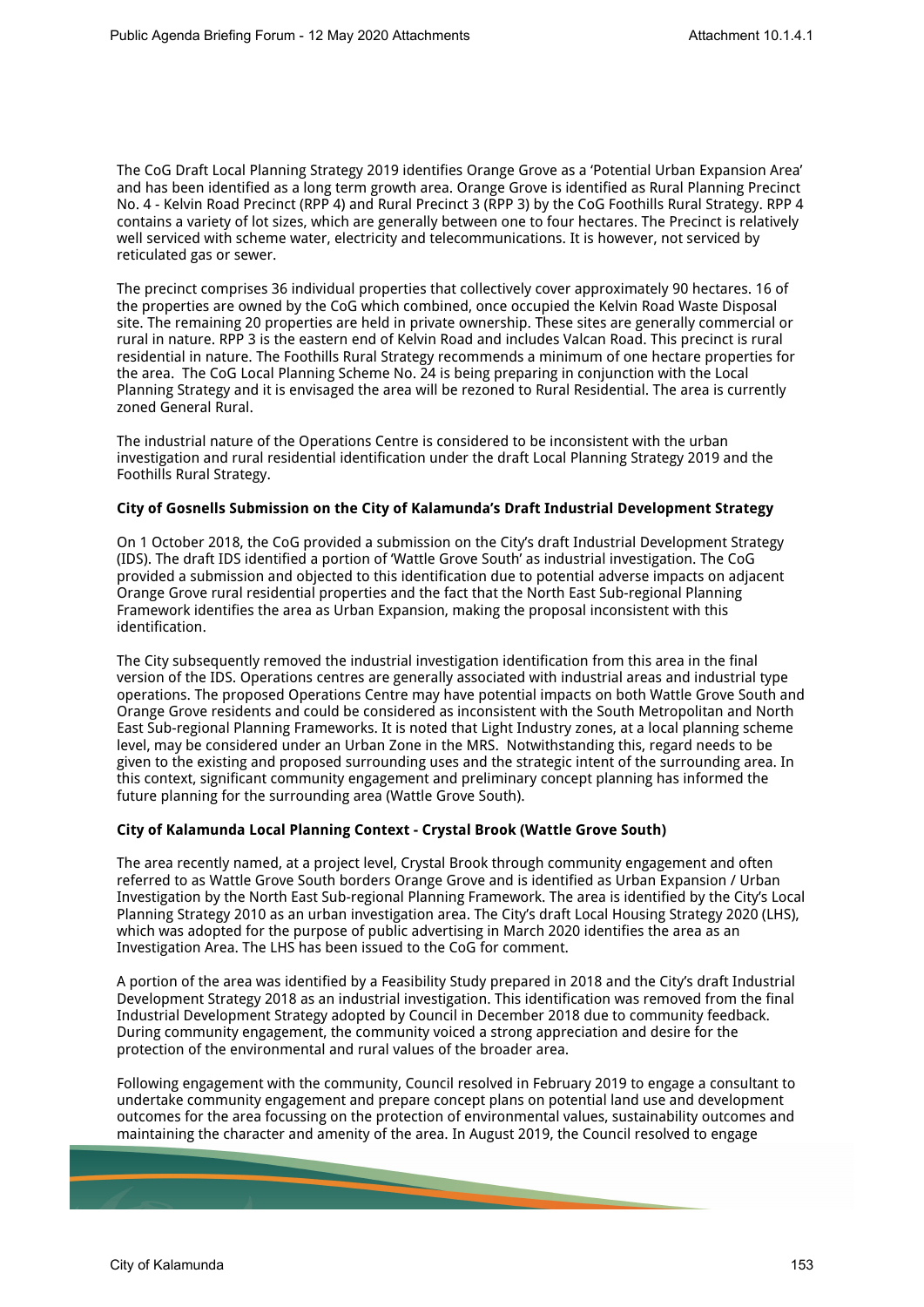The CoG Draft Local Planning Strategy 2019 identifies Orange Grove as a 'Potential Urban Expansion Area' and has been identified as a long term growth area. Orange Grove is identified as Rural Planning Precinct No. 4 - Kelvin Road Precinct (RPP 4) and Rural Precinct 3 (RPP 3) by the CoG Foothills Rural Strategy. RPP 4 contains a variety of lot sizes, which are generally between one to four hectares. The Precinct is relatively well serviced with scheme water, electricity and telecommunications. It is however, not serviced by reticulated gas or sewer.

The precinct comprises 36 individual properties that collectively cover approximately 90 hectares. 16 of the properties are owned by the CoG which combined, once occupied the Kelvin Road Waste Disposal site. The remaining 20 properties are held in private ownership. These sites are generally commercial or rural in nature. RPP 3 is the eastern end of Kelvin Road and includes Valcan Road. This precinct is rural residential in nature. The Foothills Rural Strategy recommends a minimum of one hectare properties for the area. The CoG Local Planning Scheme No. 24 is being preparing in conjunction with the Local Planning Strategy and it is envisaged the area will be rezoned to Rural Residential. The area is currently zoned General Rural.

The industrial nature of the Operations Centre is considered to be inconsistent with the urban investigation and rural residential identification under the draft Local Planning Strategy 2019 and the Foothills Rural Strategy.

**City of Gosnells Submission on the City of Kalamunda's Draft Industrial Development Strategy**

On 1 October 2018, the CoG provided a submission on the City's draft Industrial Development Strategy (IDS). The draft IDS identified a portion of 'Wattle Grove South' as industrial investigation. The CoG provided a submission and objected to this identification due to potential adverse impacts on adjacent Orange Grove rural residential properties and the fact that the North East Sub-regional Planning Framework identifies the area as Urban Expansion, making the proposal inconsistent with this identification.

The City subsequently removed the industrial investigation identification from this area in the final version of the IDS. Operations centres are generally associated with industrial areas and industrial type operations. The proposed Operations Centre may have potential impacts on both Wattle Grove South and Orange Grove residents and could be considered as inconsistent with the South Metropolitan and North East Sub-regional Planning Frameworks. It is noted that Light Industry zones, at a local planning scheme level, may be considered under an Urban Zone in the MRS. Notwithstanding this, regard needs to be given to the existing and proposed surrounding uses and the strategic intent of the surrounding area. In this context, significant community engagement and preliminary concept planning has informed the future planning for the surrounding area (Wattle Grove South).

**City of Kalamunda Local Planning Context - Crystal Brook (Wattle Grove South)**

The area recently named, at a project level, Crystal Brook through community engagement and often referred to as Wattle Grove South borders Orange Grove and is identified as Urban Expansion / Urban Investigation by the North East Sub-regional Planning Framework. The area is identified by the City's Local Planning Strategy 2010 as an urban investigation area. The City's draft Local Housing Strategy 2020 (LHS), which was adopted for the purpose of public advertising in March 2020 identifies the area as an Investigation Area. The LHS has been issued to the CoG for comment.

A portion of the area was identified by a Feasibility Study prepared in 2018 and the City's draft Industrial Development Strategy 2018 as an industrial investigation. This identification was removed from the final Industrial Development Strategy adopted by Council in December 2018 due to community feedback. During community engagement, the community voiced a strong appreciation and desire for the protection of the environmental and rural values of the broader area.

Following engagement with the community, Council resolved in February 2019 to engage a consultant to undertake community engagement and prepare concept plans on potential land use and development outcomes for the area focussing on the protection of environmental values, sustainability outcomes and maintaining the character and amenity of the area. In August 2019, the Council resolved to engage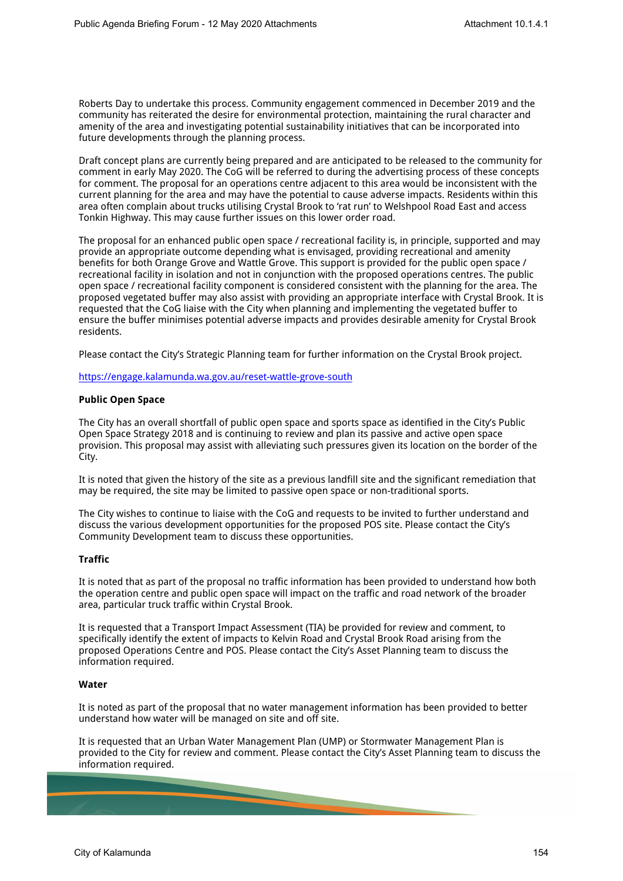Roberts Day to undertake this process. Community engagement commenced in December 2019 and the community has reiterated the desire for environmental protection, maintaining the rural character and amenity of the area and investigating potential sustainability initiatives that can be incorporated into future developments through the planning process.

Draft concept plans are currently being prepared and are anticipated to be released to the community for comment in early May 2020. The CoG will be referred to during the advertising process of these concepts for comment. The proposal for an operations centre adjacent to this area would be inconsistent with the current planning for the area and may have the potential to cause adverse impacts. Residents within this area often complain about trucks utilising Crystal Brook to 'rat run' to Welshpool Road East and access Tonkin Highway. This may cause further issues on this lower order road.

The proposal for an enhanced public open space / recreational facility is, in principle, supported and may provide an appropriate outcome depending what is envisaged, providing recreational and amenity benefits for both Orange Grove and Wattle Grove. This support is provided for the public open space / recreational facility in isolation and not in conjunction with the proposed operations centres. The public open space / recreational facility component is considered consistent with the planning for the area. The proposed vegetated buffer may also assist with providing an appropriate interface with Crystal Brook. It is requested that the CoG liaise with the City when planning and implementing the vegetated buffer to ensure the buffer minimises potential adverse impacts and provides desirable amenity for Crystal Brook residents.

Please contact the City's Strategic Planning team for further information on the Crystal Brook project.

https://engage.kalamunda.wa.gov.au/reset-wattle-grove-south

**Public Open Space**

The City has an overall shortfall of public open space and sports space as identified in the City's Public Open Space Strategy 2018 and is continuing to review and plan its passive and active open space provision. This proposal may assist with alleviating such pressures given its location on the border of the City.

It is noted that given the history of the site as a previous landfill site and the significant remediation that may be required, the site may be limited to passive open space or non-traditional sports.

The City wishes to continue to liaise with the CoG and requests to be invited to further understand and discuss the various development opportunities for the proposed POS site. Please contact the City's Community Development team to discuss these opportunities.

**Traffic**

It is noted that as part of the proposal no traffic information has been provided to understand how both the operation centre and public open space will impact on the traffic and road network of the broader area, particular truck traffic within Crystal Brook.

It is requested that a Transport Impact Assessment (TIA) be provided for review and comment, to specifically identify the extent of impacts to Kelvin Road and Crystal Brook Road arising from the proposed Operations Centre and POS. Please contact the City's Asset Planning team to discuss the information required.

**Water**

It is noted as part of the proposal that no water management information has been provided to better understand how water will be managed on site and off site.

It is requested that an Urban Water Management Plan (UMP) or Stormwater Management Plan is provided to the City for review and comment. Please contact the City's Asset Planning team to discuss the information required.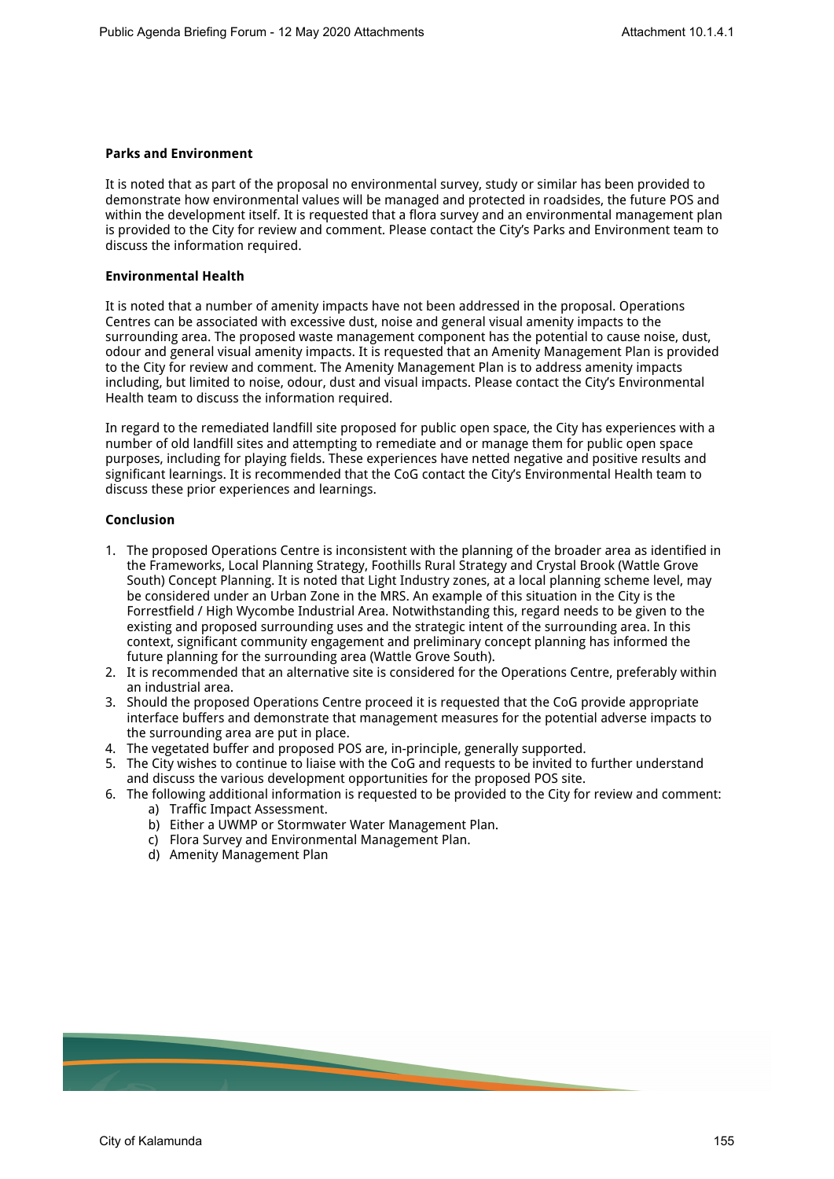**Parks and Environment**

It is noted that as part of the proposal no environmental survey, study or similar has been provided to demonstrate how environmental values will be managed and protected in roadsides, the future POS and within the development itself. It is requested that a flora survey and an environmental management plan is provided to the City for review and comment. Please contact the City's Parks and Environment team to discuss the information required.

**Environmental Health**

It is noted that a number of amenity impacts have not been addressed in the proposal. Operations Centres can be associated with excessive dust, noise and general visual amenity impacts to the surrounding area. The proposed waste management component has the potential to cause noise, dust, odour and general visual amenity impacts. It is requested that an Amenity Management Plan is provided to the City for review and comment. The Amenity Management Plan is to address amenity impacts including, but limited to noise, odour, dust and visual impacts. Please contact the City's Environmental Health team to discuss the information required.

In regard to the remediated landfill site proposed for public open space, the City has experiences with a number of old landfill sites and attempting to remediate and or manage them for public open space purposes, including for playing fields. These experiences have netted negative and positive results and significant learnings. It is recommended that the CoG contact the City's Environmental Health team to discuss these prior experiences and learnings.

**Conclusion**

1. The proposed Operations Centre is inconsistent with the planning of the broader area as identified in the Frameworks, Local Planning Strategy, Foothills Rural Strategy and Crystal Brook (Wattle Grove South) Concept Planning. It is noted that Light Industry zones, at a local planning scheme level, may be considered under an Urban Zone in the MRS. An example of this situation in the City is the Forrestfield / High Wycombe Industrial Area. Notwithstanding this, regard needs to be given to the existing and proposed surrounding uses and the strategic intent of the surrounding area. In this context, significant community engagement and preliminary concept planning has informed the future planning for the surrounding area (Wattle Grove South).
2. It is recommended that an alternative site is considered for the Operations Centre, preferably within an industrial area.
3. Should the proposed Operations Centre proceed it is requested that the CoG provide appropriate interface buffers and demonstrate that management measures for the potential adverse impacts to the surrounding area are put in place.
4. The vegetated buffer and proposed POS are, in-principle, generally supported.
5. The City wishes to continue to liaise with the CoG and requests to be invited to further understand and discuss the various development opportunities for the proposed POS site.
6. The following additional information is requested to be provided to the City for review and comment:
    a) Traffic Impact Assessment.
    b) Either a UWMP or Stormwater Water Management Plan.
    c) Flora Survey and Environmental Management Plan.
    d) Amenity Management Plan